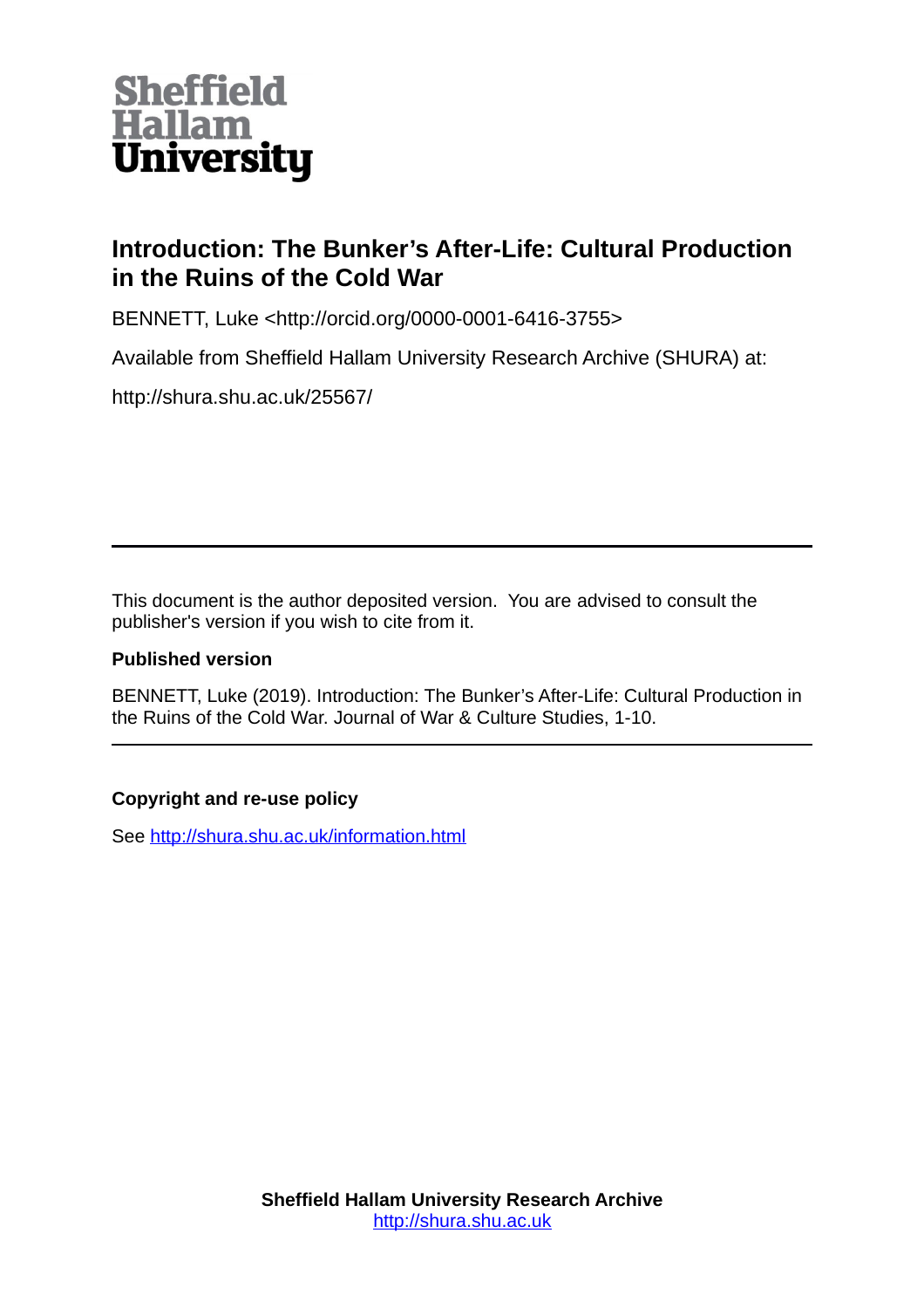Sheffield Hallam University

# Introduction: The Bunker's After-Life: Cultural Production in the Ruins of the Cold War

BENNETT, Luke <http://orcid.org/0000-0001-6416-3755>

Available from Sheffield Hallam University Research Archive (SHURA) at:

http://shura.shu.ac.uk/25567/

---

This document is the author deposited version. You are advised to consult the publisher's version if you wish to cite from it.

**Published version**

BENNETT, Luke (2019). Introduction: The Bunker's After-Life: Cultural Production in the Ruins of the Cold War. Journal of War & Culture Studies, 1-10.

---

**Copyright and re-use policy**

See http://shura.shu.ac.uk/information.html

**Sheffield Hallam University Research Archive**
http://shura.shu.ac.uk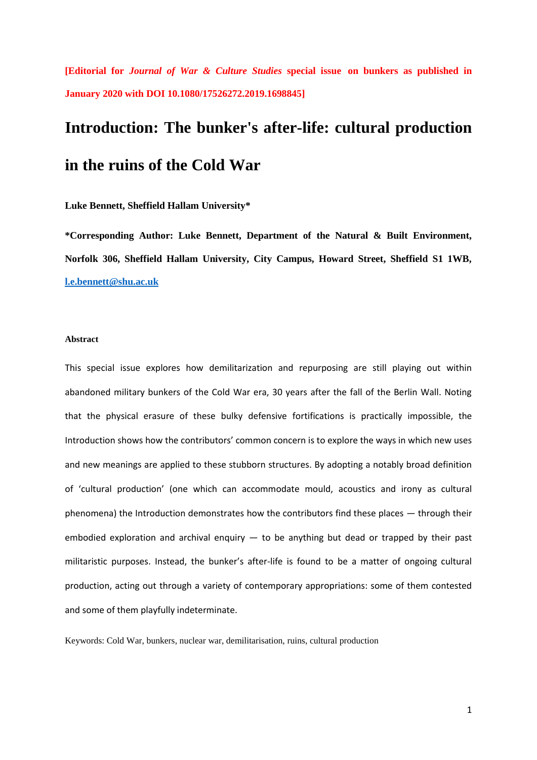**[Editorial for *Journal of War & Culture Studies* special issue on bunkers as published in January 2020 with DOI 10.1080/17526272.2019.1698845]**

# Introduction: The bunker's after-life: cultural production in the ruins of the Cold War

**Luke Bennett, Sheffield Hallam University***

**\*Corresponding Author: Luke Bennett, Department of the Natural & Built Environment, Norfolk 306, Sheffield Hallam University, City Campus, Howard Street, Sheffield S1 1WB, [l.e.bennett@shu.ac.uk](mailto:l.e.bennett@shu.ac.uk)**

#### Abstract

This special issue explores how demilitarization and repurposing are still playing out within abandoned military bunkers of the Cold War era, 30 years after the fall of the Berlin Wall. Noting that the physical erasure of these bulky defensive fortifications is practically impossible, the Introduction shows how the contributors' common concern is to explore the ways in which new uses and new meanings are applied to these stubborn structures. By adopting a notably broad definition of 'cultural production' (one which can accommodate mould, acoustics and irony as cultural phenomena) the Introduction demonstrates how the contributors find these places — through their embodied exploration and archival enquiry — to be anything but dead or trapped by their past militaristic purposes. Instead, the bunker's after-life is found to be a matter of ongoing cultural production, acting out through a variety of contemporary appropriations: some of them contested and some of them playfully indeterminate.

Keywords: Cold War, bunkers, nuclear war, demilitarisation, ruins, cultural production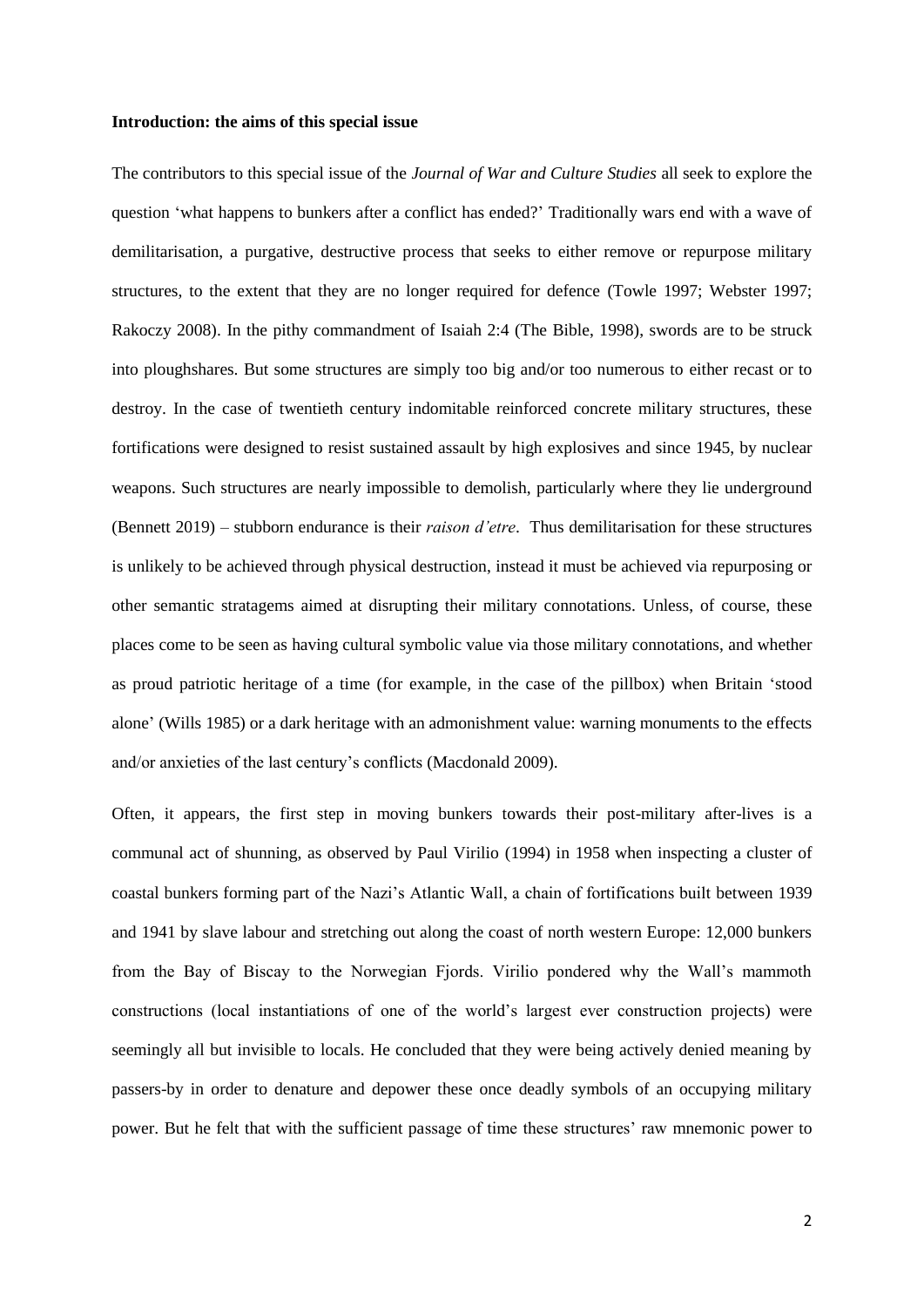**Introduction: the aims of this special issue**

The contributors to this special issue of the *Journal of War and Culture Studies* all seek to explore the question 'what happens to bunkers after a conflict has ended?' Traditionally wars end with a wave of demilitarisation, a purgative, destructive process that seeks to either remove or repurpose military structures, to the extent that they are no longer required for defence (Towle 1997; Webster 1997; Rakoczy 2008). In the pithy commandment of Isaiah 2:4 (The Bible, 1998), swords are to be struck into ploughshares. But some structures are simply too big and/or too numerous to either recast or to destroy. In the case of twentieth century indomitable reinforced concrete military structures, these fortifications were designed to resist sustained assault by high explosives and since 1945, by nuclear weapons. Such structures are nearly impossible to demolish, particularly where they lie underground (Bennett 2019) – stubborn endurance is their *raison d'etre*. Thus demilitarisation for these structures is unlikely to be achieved through physical destruction, instead it must be achieved via repurposing or other semantic stratagems aimed at disrupting their military connotations. Unless, of course, these places come to be seen as having cultural symbolic value via those military connotations, and whether as proud patriotic heritage of a time (for example, in the case of the pillbox) when Britain 'stood alone' (Wills 1985) or a dark heritage with an admonishment value: warning monuments to the effects and/or anxieties of the last century's conflicts (Macdonald 2009).

Often, it appears, the first step in moving bunkers towards their post-military after-lives is a communal act of shunning, as observed by Paul Virilio (1994) in 1958 when inspecting a cluster of coastal bunkers forming part of the Nazi's Atlantic Wall, a chain of fortifications built between 1939 and 1941 by slave labour and stretching out along the coast of north western Europe: 12,000 bunkers from the Bay of Biscay to the Norwegian Fjords. Virilio pondered why the Wall's mammoth constructions (local instantiations of one of the world's largest ever construction projects) were seemingly all but invisible to locals. He concluded that they were being actively denied meaning by passers-by in order to denature and depower these once deadly symbols of an occupying military power. But he felt that with the sufficient passage of time these structures' raw mnemonic power to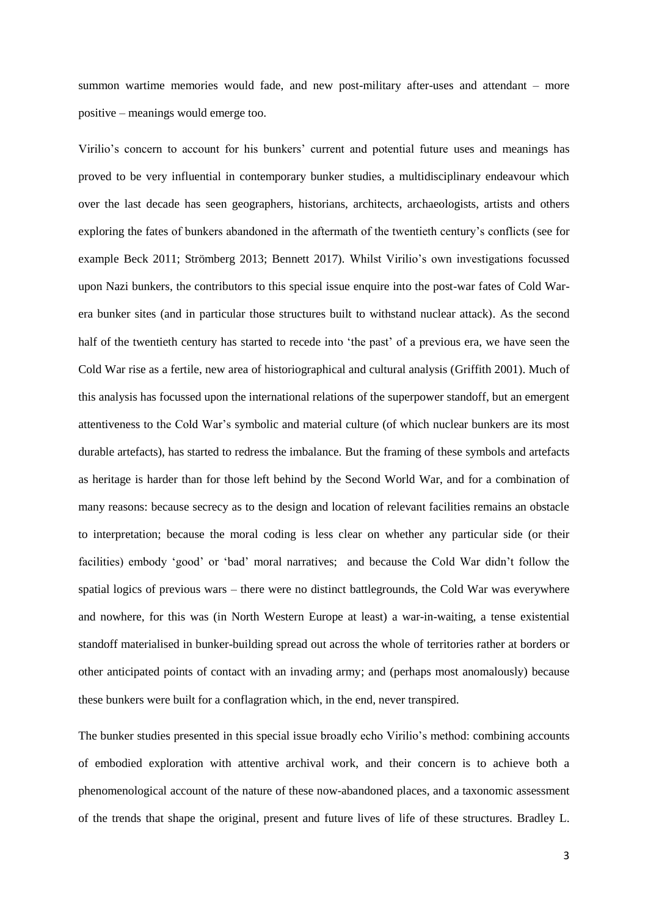summon wartime memories would fade, and new post-military after-uses and attendant – more positive – meanings would emerge too.

Virilio's concern to account for his bunkers' current and potential future uses and meanings has proved to be very influential in contemporary bunker studies, a multidisciplinary endeavour which over the last decade has seen geographers, historians, architects, archaeologists, artists and others exploring the fates of bunkers abandoned in the aftermath of the twentieth century's conflicts (see for example Beck 2011; Strömberg 2013; Bennett 2017). Whilst Virilio's own investigations focussed upon Nazi bunkers, the contributors to this special issue enquire into the post-war fates of Cold War-era bunker sites (and in particular those structures built to withstand nuclear attack). As the second half of the twentieth century has started to recede into 'the past' of a previous era, we have seen the Cold War rise as a fertile, new area of historiographical and cultural analysis (Griffith 2001). Much of this analysis has focussed upon the international relations of the superpower standoff, but an emergent attentiveness to the Cold War's symbolic and material culture (of which nuclear bunkers are its most durable artefacts), has started to redress the imbalance. But the framing of these symbols and artefacts as heritage is harder than for those left behind by the Second World War, and for a combination of many reasons: because secrecy as to the design and location of relevant facilities remains an obstacle to interpretation; because the moral coding is less clear on whether any particular side (or their facilities) embody 'good' or 'bad' moral narratives;  and because the Cold War didn't follow the spatial logics of previous wars – there were no distinct battlegrounds, the Cold War was everywhere and nowhere, for this was (in North Western Europe at least) a war-in-waiting, a tense existential standoff materialised in bunker-building spread out across the whole of territories rather at borders or other anticipated points of contact with an invading army; and (perhaps most anomalously) because these bunkers were built for a conflagration which, in the end, never transpired.

The bunker studies presented in this special issue broadly echo Virilio's method: combining accounts of embodied exploration with attentive archival work, and their concern is to achieve both a phenomenological account of the nature of these now-abandoned places, and a taxonomic assessment of the trends that shape the original, present and future lives of life of these structures. Bradley L.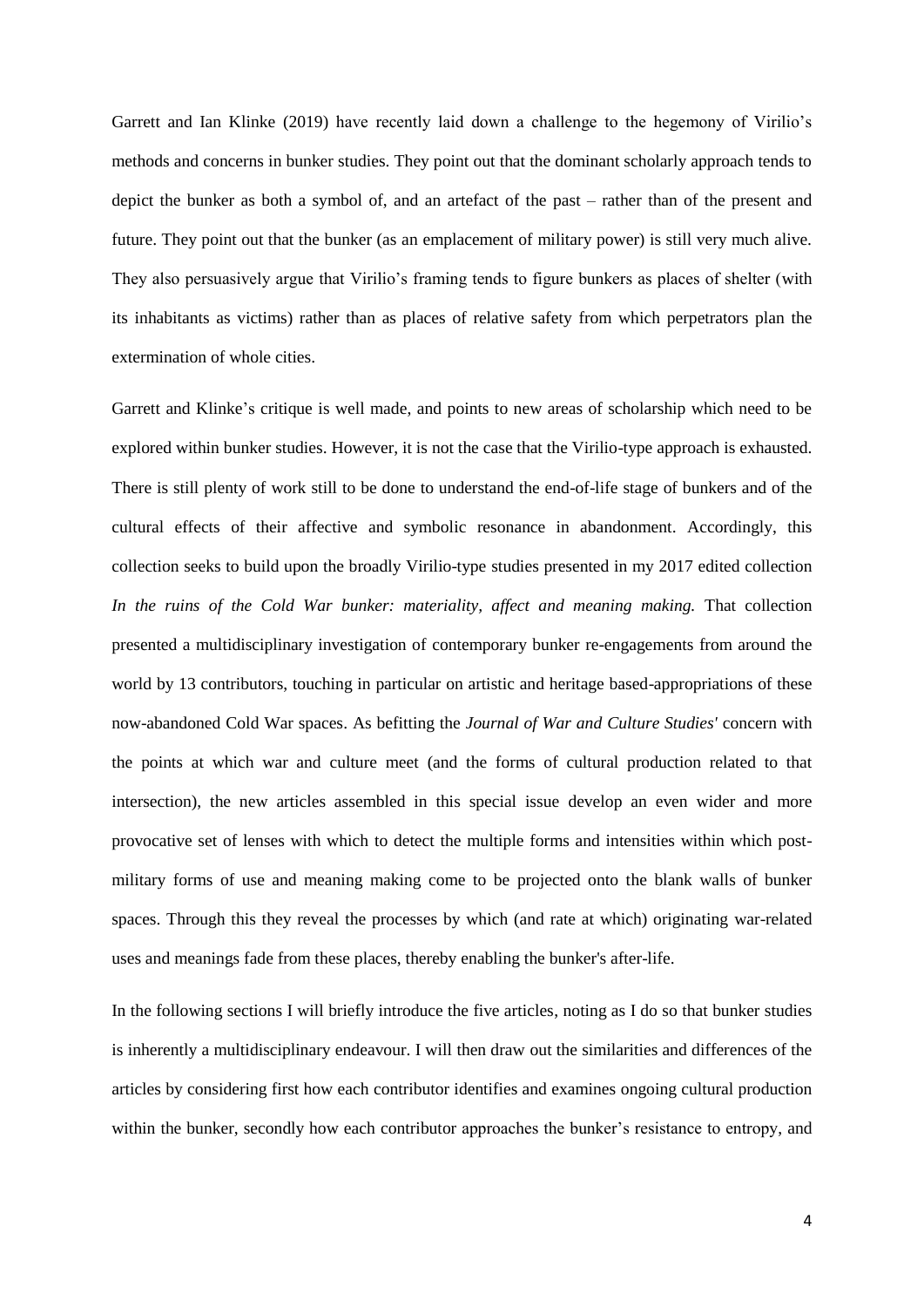Garrett and Ian Klinke (2019) have recently laid down a challenge to the hegemony of Virilio's methods and concerns in bunker studies. They point out that the dominant scholarly approach tends to depict the bunker as both a symbol of, and an artefact of the past – rather than of the present and future. They point out that the bunker (as an emplacement of military power) is still very much alive. They also persuasively argue that Virilio's framing tends to figure bunkers as places of shelter (with its inhabitants as victims) rather than as places of relative safety from which perpetrators plan the extermination of whole cities.

Garrett and Klinke's critique is well made, and points to new areas of scholarship which need to be explored within bunker studies. However, it is not the case that the Virilio-type approach is exhausted. There is still plenty of work still to be done to understand the end-of-life stage of bunkers and of the cultural effects of their affective and symbolic resonance in abandonment. Accordingly, this collection seeks to build upon the broadly Virilio-type studies presented in my 2017 edited collection *In the ruins of the Cold War bunker: materiality, affect and meaning making.* That collection presented a multidisciplinary investigation of contemporary bunker re-engagements from around the world by 13 contributors, touching in particular on artistic and heritage based-appropriations of these now-abandoned Cold War spaces. As befitting the *Journal of War and Culture Studies'* concern with the points at which war and culture meet (and the forms of cultural production related to that intersection), the new articles assembled in this special issue develop an even wider and more provocative set of lenses with which to detect the multiple forms and intensities within which post-military forms of use and meaning making come to be projected onto the blank walls of bunker spaces. Through this they reveal the processes by which (and rate at which) originating war-related uses and meanings fade from these places, thereby enabling the bunker's after-life.

In the following sections I will briefly introduce the five articles, noting as I do so that bunker studies is inherently a multidisciplinary endeavour. I will then draw out the similarities and differences of the articles by considering first how each contributor identifies and examines ongoing cultural production within the bunker, secondly how each contributor approaches the bunker's resistance to entropy, and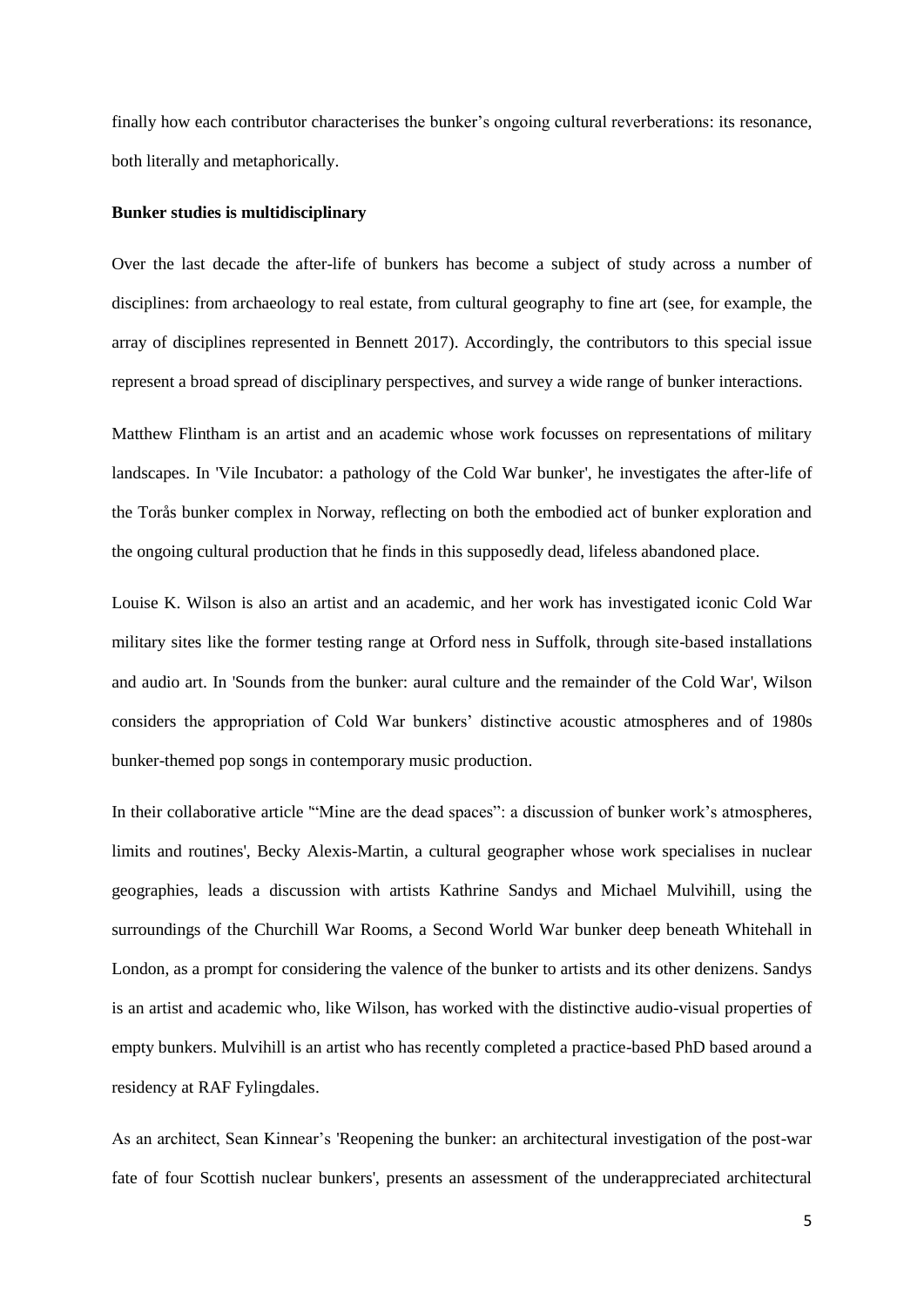finally how each contributor characterises the bunker's ongoing cultural reverberations: its resonance, both literally and metaphorically.

**Bunker studies is multidisciplinary**

Over the last decade the after-life of bunkers has become a subject of study across a number of disciplines: from archaeology to real estate, from cultural geography to fine art (see, for example, the array of disciplines represented in Bennett 2017). Accordingly, the contributors to this special issue represent a broad spread of disciplinary perspectives, and survey a wide range of bunker interactions.

Matthew Flintham is an artist and an academic whose work focusses on representations of military landscapes. In 'Vile Incubator: a pathology of the Cold War bunker', he investigates the after-life of the Torås bunker complex in Norway, reflecting on both the embodied act of bunker exploration and the ongoing cultural production that he finds in this supposedly dead, lifeless abandoned place.

Louise K. Wilson is also an artist and an academic, and her work has investigated iconic Cold War military sites like the former testing range at Orford ness in Suffolk, through site-based installations and audio art. In 'Sounds from the bunker: aural culture and the remainder of the Cold War', Wilson considers the appropriation of Cold War bunkers' distinctive acoustic atmospheres and of 1980s bunker-themed pop songs in contemporary music production.

In their collaborative article '"Mine are the dead spaces": a discussion of bunker work's atmospheres, limits and routines', Becky Alexis-Martin, a cultural geographer whose work specialises in nuclear geographies, leads a discussion with artists Kathrine Sandys and Michael Mulvihill, using the surroundings of the Churchill War Rooms, a Second World War bunker deep beneath Whitehall in London, as a prompt for considering the valence of the bunker to artists and its other denizens. Sandys is an artist and academic who, like Wilson, has worked with the distinctive audio-visual properties of empty bunkers. Mulvihill is an artist who has recently completed a practice-based PhD based around a residency at RAF Fylingdales.

As an architect, Sean Kinnear's 'Reopening the bunker: an architectural investigation of the post-war fate of four Scottish nuclear bunkers', presents an assessment of the underappreciated architectural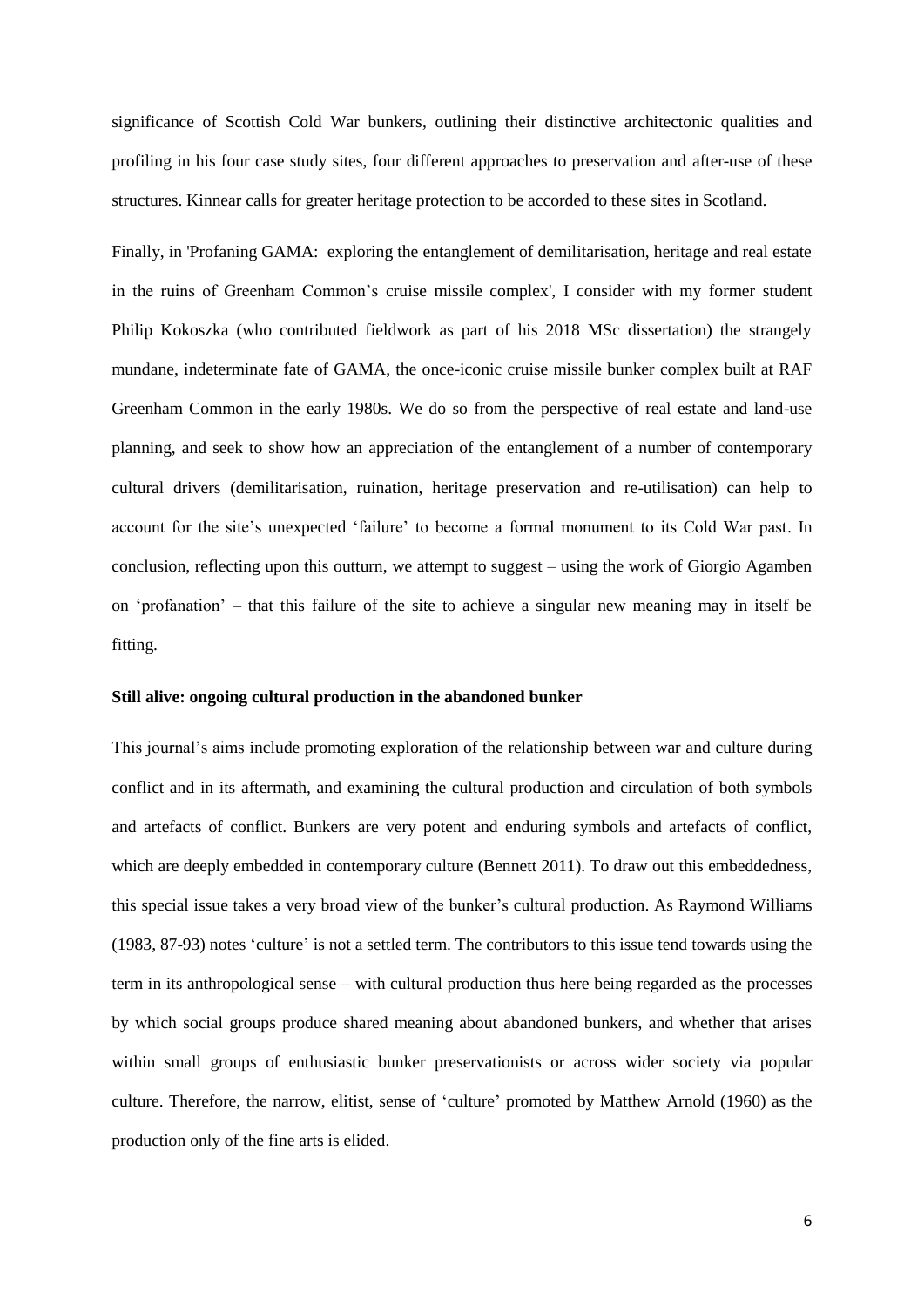significance of Scottish Cold War bunkers, outlining their distinctive architectonic qualities and profiling in his four case study sites, four different approaches to preservation and after-use of these structures. Kinnear calls for greater heritage protection to be accorded to these sites in Scotland.

Finally, in 'Profaning GAMA: exploring the entanglement of demilitarisation, heritage and real estate in the ruins of Greenham Common's cruise missile complex', I consider with my former student Philip Kokoszka (who contributed fieldwork as part of his 2018 MSc dissertation) the strangely mundane, indeterminate fate of GAMA, the once-iconic cruise missile bunker complex built at RAF Greenham Common in the early 1980s. We do so from the perspective of real estate and land-use planning, and seek to show how an appreciation of the entanglement of a number of contemporary cultural drivers (demilitarisation, ruination, heritage preservation and re-utilisation) can help to account for the site's unexpected 'failure' to become a formal monument to its Cold War past. In conclusion, reflecting upon this outturn, we attempt to suggest – using the work of Giorgio Agamben on 'profanation' – that this failure of the site to achieve a singular new meaning may in itself be fitting.

**Still alive: ongoing cultural production in the abandoned bunker**

This journal's aims include promoting exploration of the relationship between war and culture during conflict and in its aftermath, and examining the cultural production and circulation of both symbols and artefacts of conflict. Bunkers are very potent and enduring symbols and artefacts of conflict, which are deeply embedded in contemporary culture (Bennett 2011). To draw out this embeddedness, this special issue takes a very broad view of the bunker's cultural production. As Raymond Williams (1983, 87-93) notes 'culture' is not a settled term. The contributors to this issue tend towards using the term in its anthropological sense – with cultural production thus here being regarded as the processes by which social groups produce shared meaning about abandoned bunkers, and whether that arises within small groups of enthusiastic bunker preservationists or across wider society via popular culture. Therefore, the narrow, elitist, sense of 'culture' promoted by Matthew Arnold (1960) as the production only of the fine arts is elided.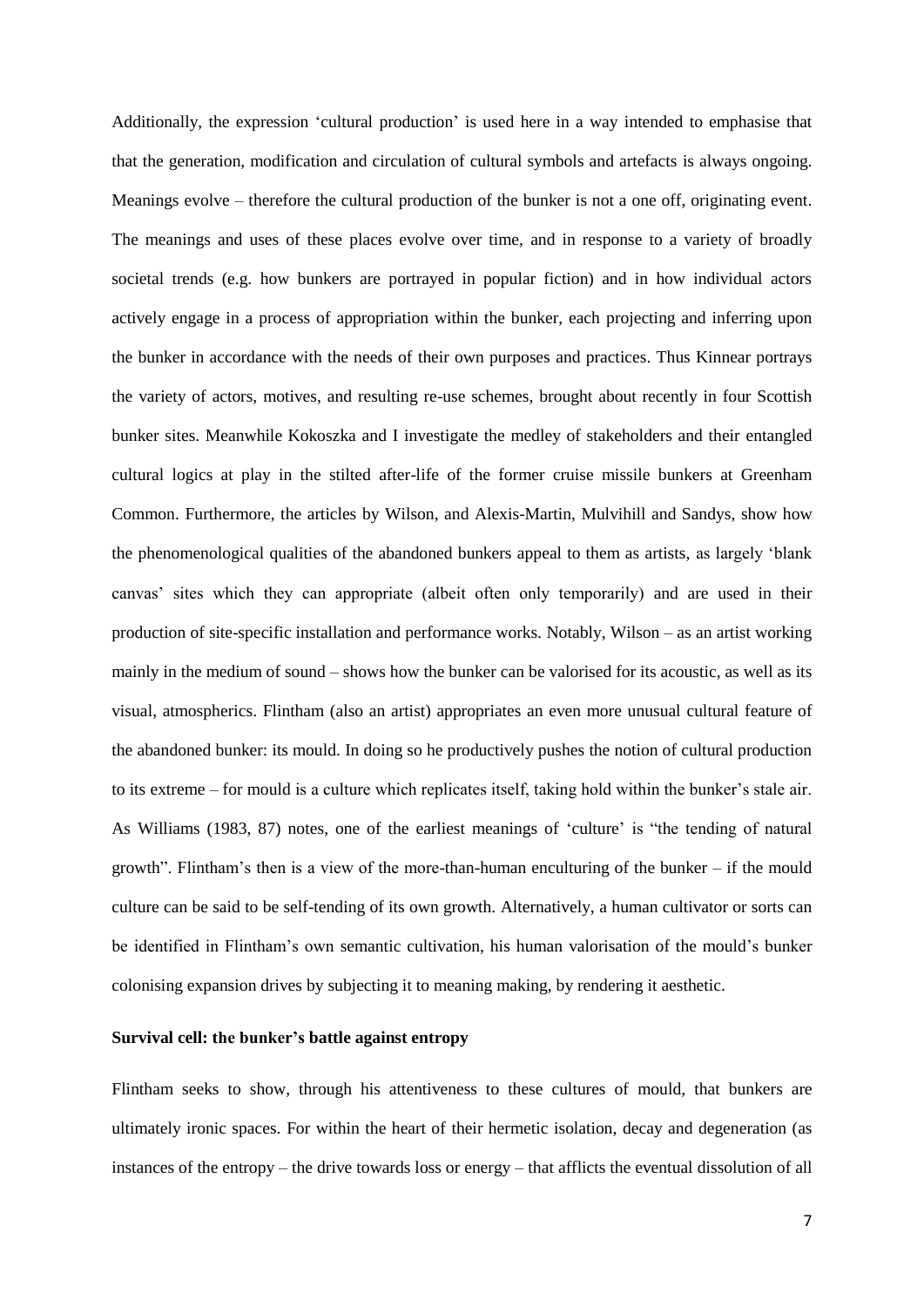Additionally, the expression 'cultural production' is used here in a way intended to emphasise that that the generation, modification and circulation of cultural symbols and artefacts is always ongoing. Meanings evolve – therefore the cultural production of the bunker is not a one off, originating event. The meanings and uses of these places evolve over time, and in response to a variety of broadly societal trends (e.g. how bunkers are portrayed in popular fiction) and in how individual actors actively engage in a process of appropriation within the bunker, each projecting and inferring upon the bunker in accordance with the needs of their own purposes and practices. Thus Kinnear portrays the variety of actors, motives, and resulting re-use schemes, brought about recently in four Scottish bunker sites. Meanwhile Kokoszka and I investigate the medley of stakeholders and their entangled cultural logics at play in the stilted after-life of the former cruise missile bunkers at Greenham Common. Furthermore, the articles by Wilson, and Alexis-Martin, Mulvihill and Sandys, show how the phenomenological qualities of the abandoned bunkers appeal to them as artists, as largely 'blank canvas' sites which they can appropriate (albeit often only temporarily) and are used in their production of site-specific installation and performance works. Notably, Wilson – as an artist working mainly in the medium of sound – shows how the bunker can be valorised for its acoustic, as well as its visual, atmospherics. Flintham (also an artist) appropriates an even more unusual cultural feature of the abandoned bunker: its mould. In doing so he productively pushes the notion of cultural production to its extreme – for mould is a culture which replicates itself, taking hold within the bunker's stale air. As Williams (1983, 87) notes, one of the earliest meanings of 'culture' is "the tending of natural growth". Flintham's then is a view of the more-than-human enculturing of the bunker – if the mould culture can be said to be self-tending of its own growth. Alternatively, a human cultivator or sorts can be identified in Flintham's own semantic cultivation, his human valorisation of the mould's bunker colonising expansion drives by subjecting it to meaning making, by rendering it aesthetic.

**Survival cell: the bunker's battle against entropy**

Flintham seeks to show, through his attentiveness to these cultures of mould, that bunkers are ultimately ironic spaces. For within the heart of their hermetic isolation, decay and degeneration (as instances of the entropy – the drive towards loss or energy – that afflicts the eventual dissolution of all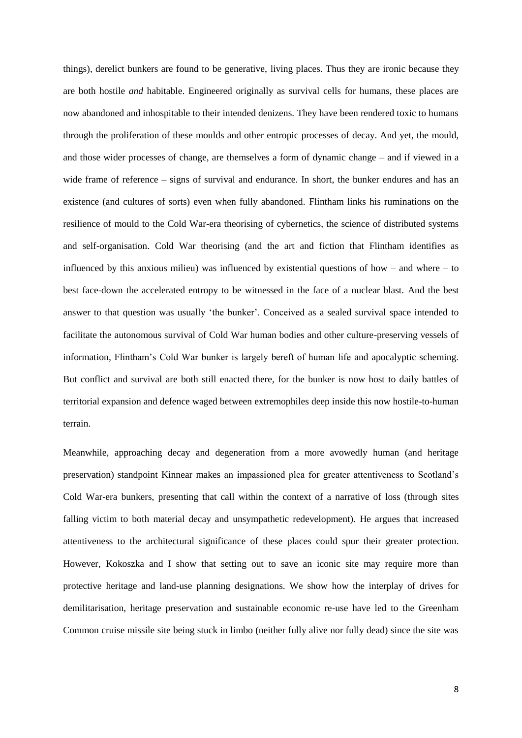things), derelict bunkers are found to be generative, living places. Thus they are ironic because they are both hostile *and* habitable. Engineered originally as survival cells for humans, these places are now abandoned and inhospitable to their intended denizens. They have been rendered toxic to humans through the proliferation of these moulds and other entropic processes of decay. And yet, the mould, and those wider processes of change, are themselves a form of dynamic change – and if viewed in a wide frame of reference – signs of survival and endurance. In short, the bunker endures and has an existence (and cultures of sorts) even when fully abandoned. Flintham links his ruminations on the resilience of mould to the Cold War-era theorising of cybernetics, the science of distributed systems and self-organisation. Cold War theorising (and the art and fiction that Flintham identifies as influenced by this anxious milieu) was influenced by existential questions of how – and where – to best face-down the accelerated entropy to be witnessed in the face of a nuclear blast. And the best answer to that question was usually 'the bunker'. Conceived as a sealed survival space intended to facilitate the autonomous survival of Cold War human bodies and other culture-preserving vessels of information, Flintham's Cold War bunker is largely bereft of human life and apocalyptic scheming. But conflict and survival are both still enacted there, for the bunker is now host to daily battles of territorial expansion and defence waged between extremophiles deep inside this now hostile-to-human terrain.

Meanwhile, approaching decay and degeneration from a more avowedly human (and heritage preservation) standpoint Kinnear makes an impassioned plea for greater attentiveness to Scotland's Cold War-era bunkers, presenting that call within the context of a narrative of loss (through sites falling victim to both material decay and unsympathetic redevelopment). He argues that increased attentiveness to the architectural significance of these places could spur their greater protection. However, Kokoszka and I show that setting out to save an iconic site may require more than protective heritage and land-use planning designations. We show how the interplay of drives for demilitarisation, heritage preservation and sustainable economic re-use have led to the Greenham Common cruise missile site being stuck in limbo (neither fully alive nor fully dead) since the site was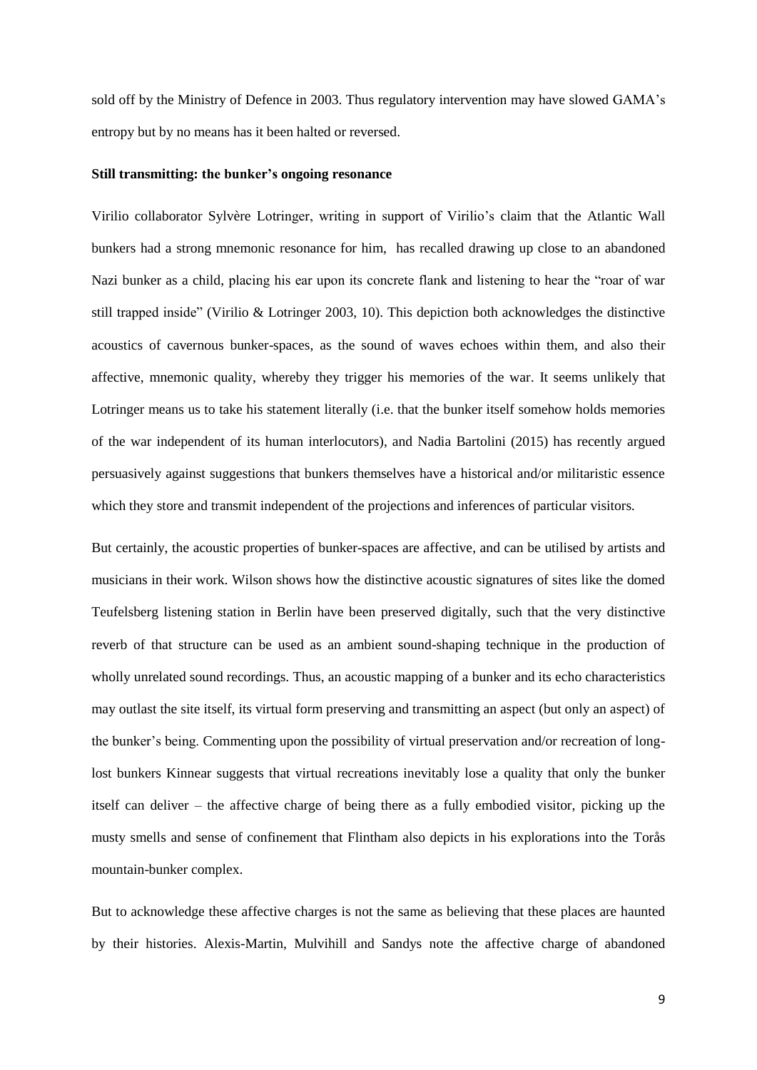sold off by the Ministry of Defence in 2003. Thus regulatory intervention may have slowed GAMA's entropy but by no means has it been halted or reversed.

**Still transmitting: the bunker's ongoing resonance**

Virilio collaborator Sylvère Lotringer, writing in support of Virilio's claim that the Atlantic Wall bunkers had a strong mnemonic resonance for him, has recalled drawing up close to an abandoned Nazi bunker as a child, placing his ear upon its concrete flank and listening to hear the "roar of war still trapped inside" (Virilio & Lotringer 2003, 10). This depiction both acknowledges the distinctive acoustics of cavernous bunker-spaces, as the sound of waves echoes within them, and also their affective, mnemonic quality, whereby they trigger his memories of the war. It seems unlikely that Lotringer means us to take his statement literally (i.e. that the bunker itself somehow holds memories of the war independent of its human interlocutors), and Nadia Bartolini (2015) has recently argued persuasively against suggestions that bunkers themselves have a historical and/or militaristic essence which they store and transmit independent of the projections and inferences of particular visitors.

But certainly, the acoustic properties of bunker-spaces are affective, and can be utilised by artists and musicians in their work. Wilson shows how the distinctive acoustic signatures of sites like the domed Teufelsberg listening station in Berlin have been preserved digitally, such that the very distinctive reverb of that structure can be used as an ambient sound-shaping technique in the production of wholly unrelated sound recordings. Thus, an acoustic mapping of a bunker and its echo characteristics may outlast the site itself, its virtual form preserving and transmitting an aspect (but only an aspect) of the bunker's being. Commenting upon the possibility of virtual preservation and/or recreation of long-lost bunkers Kinnear suggests that virtual recreations inevitably lose a quality that only the bunker itself can deliver – the affective charge of being there as a fully embodied visitor, picking up the musty smells and sense of confinement that Flintham also depicts in his explorations into the Torås mountain-bunker complex.

But to acknowledge these affective charges is not the same as believing that these places are haunted by their histories. Alexis-Martin, Mulvihill and Sandys note the affective charge of abandoned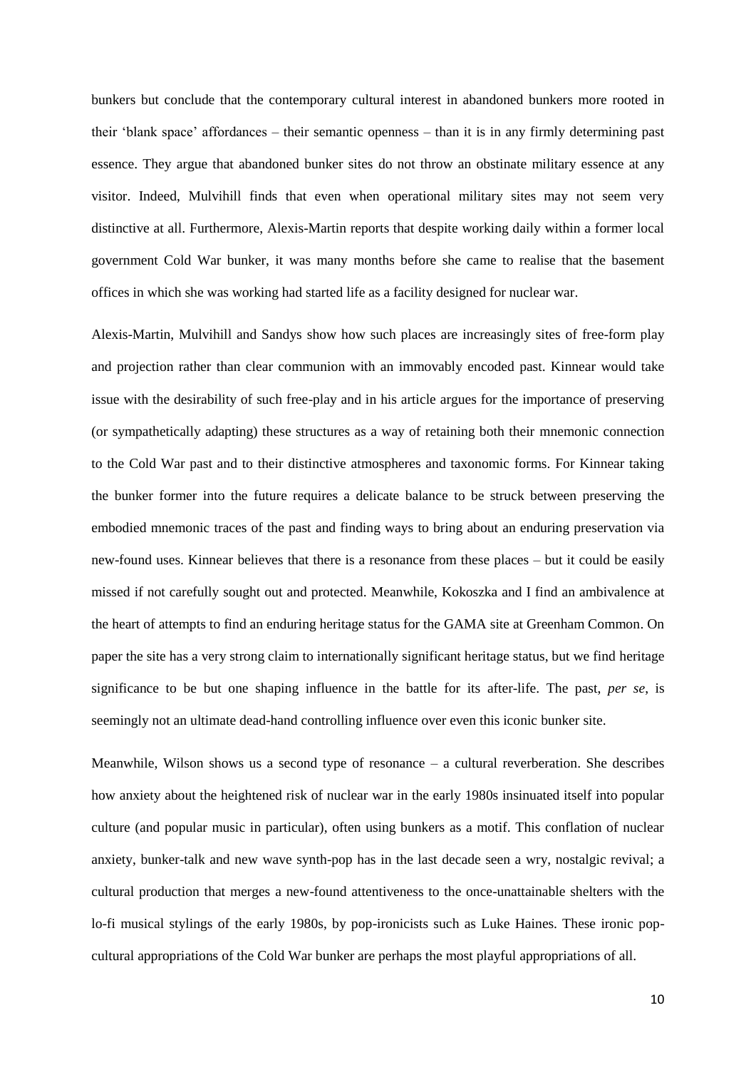bunkers but conclude that the contemporary cultural interest in abandoned bunkers more rooted in their 'blank space' affordances – their semantic openness – than it is in any firmly determining past essence. They argue that abandoned bunker sites do not throw an obstinate military essence at any visitor. Indeed, Mulvihill finds that even when operational military sites may not seem very distinctive at all. Furthermore, Alexis-Martin reports that despite working daily within a former local government Cold War bunker, it was many months before she came to realise that the basement offices in which she was working had started life as a facility designed for nuclear war.

Alexis-Martin, Mulvihill and Sandys show how such places are increasingly sites of free-form play and projection rather than clear communion with an immovably encoded past. Kinnear would take issue with the desirability of such free-play and in his article argues for the importance of preserving (or sympathetically adapting) these structures as a way of retaining both their mnemonic connection to the Cold War past and to their distinctive atmospheres and taxonomic forms. For Kinnear taking the bunker former into the future requires a delicate balance to be struck between preserving the embodied mnemonic traces of the past and finding ways to bring about an enduring preservation via new-found uses. Kinnear believes that there is a resonance from these places – but it could be easily missed if not carefully sought out and protected. Meanwhile, Kokoszka and I find an ambivalence at the heart of attempts to find an enduring heritage status for the GAMA site at Greenham Common. On paper the site has a very strong claim to internationally significant heritage status, but we find heritage significance to be but one shaping influence in the battle for its after-life. The past, *per se*, is seemingly not an ultimate dead-hand controlling influence over even this iconic bunker site.

Meanwhile, Wilson shows us a second type of resonance – a cultural reverberation. She describes how anxiety about the heightened risk of nuclear war in the early 1980s insinuated itself into popular culture (and popular music in particular), often using bunkers as a motif. This conflation of nuclear anxiety, bunker-talk and new wave synth-pop has in the last decade seen a wry, nostalgic revival; a cultural production that merges a new-found attentiveness to the once-unattainable shelters with the lo-fi musical stylings of the early 1980s, by pop-ironicists such as Luke Haines. These ironic pop-cultural appropriations of the Cold War bunker are perhaps the most playful appropriations of all.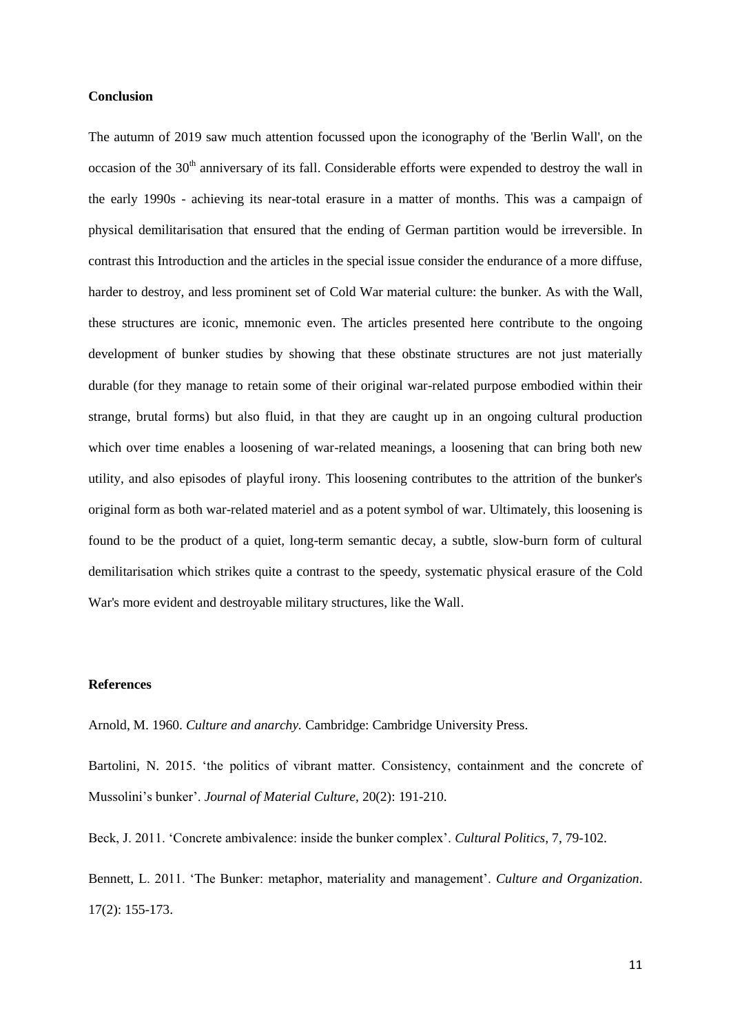## Conclusion

The autumn of 2019 saw much attention focussed upon the iconography of the 'Berlin Wall', on the occasion of the 30th anniversary of its fall. Considerable efforts were expended to destroy the wall in the early 1990s - achieving its near-total erasure in a matter of months. This was a campaign of physical demilitarisation that ensured that the ending of German partition would be irreversible. In contrast this Introduction and the articles in the special issue consider the endurance of a more diffuse, harder to destroy, and less prominent set of Cold War material culture: the bunker. As with the Wall, these structures are iconic, mnemonic even. The articles presented here contribute to the ongoing development of bunker studies by showing that these obstinate structures are not just materially durable (for they manage to retain some of their original war-related purpose embodied within their strange, brutal forms) but also fluid, in that they are caught up in an ongoing cultural production which over time enables a loosening of war-related meanings, a loosening that can bring both new utility, and also episodes of playful irony. This loosening contributes to the attrition of the bunker's original form as both war-related materiel and as a potent symbol of war. Ultimately, this loosening is found to be the product of a quiet, long-term semantic decay, a subtle, slow-burn form of cultural demilitarisation which strikes quite a contrast to the speedy, systematic physical erasure of the Cold War's more evident and destroyable military structures, like the Wall.

## References

Arnold, M. 1960. *Culture and anarchy.* Cambridge: Cambridge University Press.

Bartolini, N. 2015. 'the politics of vibrant matter. Consistency, containment and the concrete of Mussolini's bunker'. *Journal of Material Culture*, 20(2): 191-210.

Beck, J. 2011. 'Concrete ambivalence: inside the bunker complex'. *Cultural Politics*, 7, 79-102.

Bennett, L. 2011. 'The Bunker: metaphor, materiality and management'. *Culture and Organization*. 17(2): 155-173.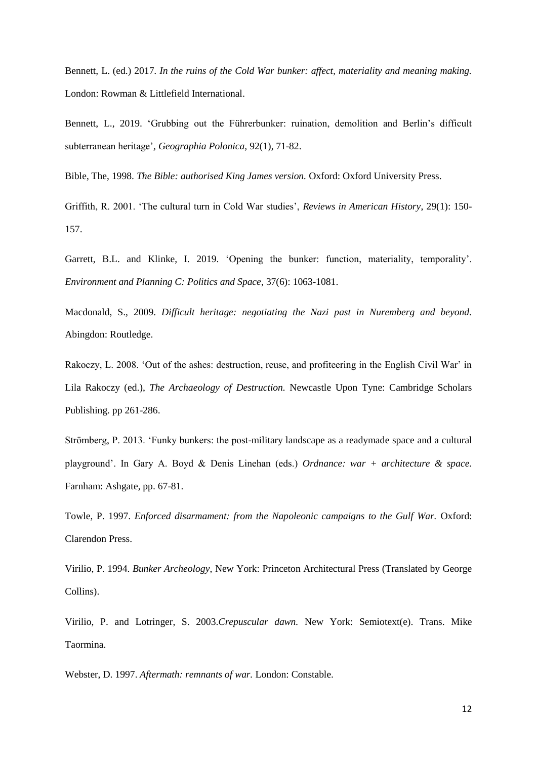Bennett, L. (ed.) 2017. *In the ruins of the Cold War bunker: affect, materiality and meaning making.* London: Rowman & Littlefield International.

Bennett, L., 2019. 'Grubbing out the Führerbunker: ruination, demolition and Berlin's difficult subterranean heritage', *Geographia Polonica*, 92(1), 71-82.

Bible, The, 1998. *The Bible: authorised King James version.* Oxford: Oxford University Press.

Griffith, R. 2001. 'The cultural turn in Cold War studies', *Reviews in American History*, 29(1): 150-157.

Garrett, B.L. and Klinke, I. 2019. 'Opening the bunker: function, materiality, temporality'. *Environment and Planning C: Politics and Space*, 37(6): 1063-1081.

Macdonald, S., 2009. *Difficult heritage: negotiating the Nazi past in Nuremberg and beyond.* Abingdon: Routledge.

Rakoczy, L. 2008. 'Out of the ashes: destruction, reuse, and profiteering in the English Civil War' in Lila Rakoczy (ed.), *The Archaeology of Destruction.* Newcastle Upon Tyne: Cambridge Scholars Publishing. pp 261-286.

Strömberg, P. 2013. 'Funky bunkers: the post-military landscape as a readymade space and a cultural playground'. In Gary A. Boyd & Denis Linehan (eds.) *Ordnance: war + architecture & space.* Farnham: Ashgate, pp. 67-81.

Towle, P. 1997. *Enforced disarmament: from the Napoleonic campaigns to the Gulf War.* Oxford: Clarendon Press.

Virilio, P. 1994. *Bunker Archeology*, New York: Princeton Architectural Press (Translated by George Collins).

Virilio, P. and Lotringer, S. 2003.*Crepuscular dawn.* New York: Semiotext(e). Trans. Mike Taormina.

Webster, D. 1997. *Aftermath: remnants of war.* London: Constable.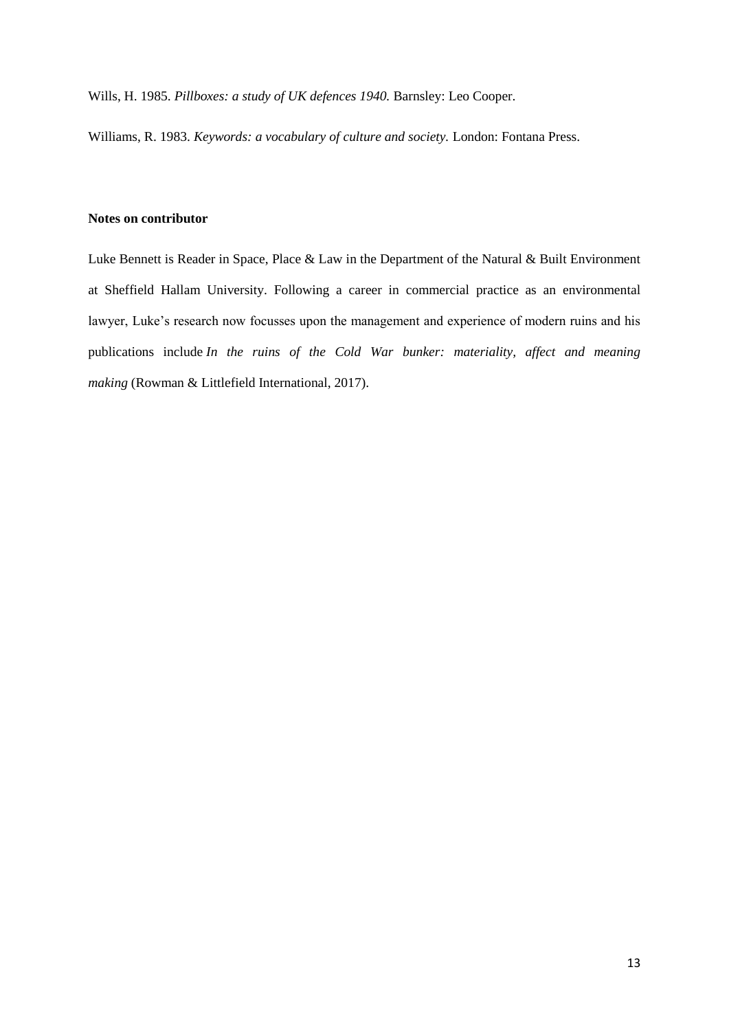Wills, H. 1985. *Pillboxes: a study of UK defences 1940.* Barnsley: Leo Cooper.

Williams, R. 1983. *Keywords: a vocabulary of culture and society.* London: Fontana Press.

**Notes on contributor**

Luke Bennett is Reader in Space, Place & Law in the Department of the Natural & Built Environment at Sheffield Hallam University. Following a career in commercial practice as an environmental lawyer, Luke's research now focusses upon the management and experience of modern ruins and his publications include *In the ruins of the Cold War bunker: materiality, affect and meaning making* (Rowman & Littlefield International, 2017).